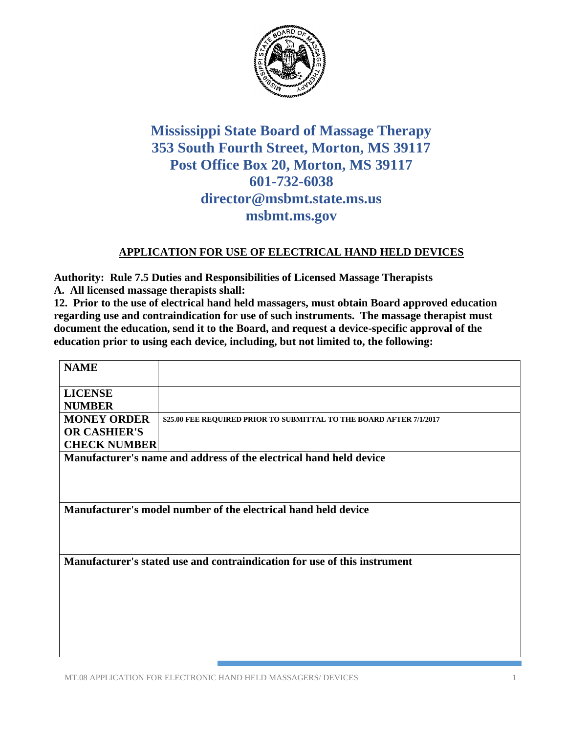# Mississippi State Board of Massage Therapy
# 353 South Fourth Street, Morton, MS 39117
# Post Office Box 20, Morton, MS 39117
# 601-732-6038
# director@msbmt.state.ms.us
# msbmt.ms.gov

## APPLICATION FOR USE OF ELECTRICAL HAND HELD DEVICES

**Authority: Rule 7.5 Duties and Responsibilities of Licensed Massage Therapists**

**A. All licensed massage therapists shall:**

**12. Prior to the use of electrical hand held massagers, must obtain Board approved education regarding use and contraindication for use of such instruments. The massage therapist must document the education, send it to the Board, and request a device-specific approval of the education prior to using each device, including, but not limited to, the following:**

| | |
|---|---|
| **NAME** | |
| **LICENSE NUMBER** | |
| **MONEY ORDER OR CASHIER'S CHECK NUMBER** | **$25.00 FEE REQUIRED PRIOR TO SUBMITTAL TO THE BOARD AFTER 7/1/2017** |
| **Manufacturer's name and address of the electrical hand held device** | |
| **Manufacturer's model number of the electrical hand held device** | |
| **Manufacturer's stated use and contraindication for use of this instrument** | |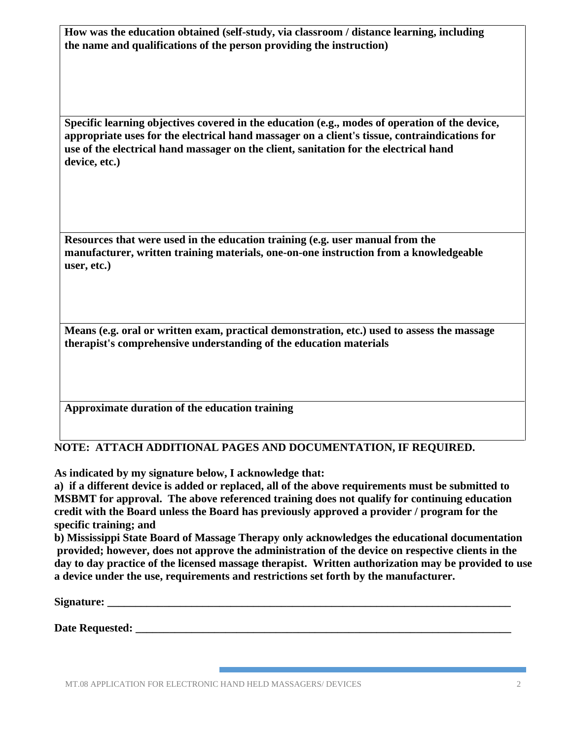| |
|---|
| **How was the education obtained (self-study, via classroom / distance learning, including the name and qualifications of the person providing the instruction)** |
| **Specific learning objectives covered in the education (e.g., modes of operation of the device, appropriate uses for the electrical hand massager on a client's tissue, contraindications for use of the electrical hand massager on the client, sanitation for the electrical hand device, etc.)** |
| **Resources that were used in the education training (e.g. user manual from the manufacturer, written training materials, one-on-one instruction from a knowledgeable user, etc.)** |
| **Means (e.g. oral or written exam, practical demonstration, etc.) used to assess the massage therapist's comprehensive understanding of the education materials** |
| **Approximate duration of the education training** |

**NOTE: ATTACH ADDITIONAL PAGES AND DOCUMENTATION, IF REQUIRED.**

**As indicated by my signature below, I acknowledge that:**

**a) if a different device is added or replaced, all of the above requirements must be submitted to MSBMT for approval. The above referenced training does not qualify for continuing education credit with the Board unless the Board has previously approved a provider / program for the specific training; and**

**b) Mississippi State Board of Massage Therapy only acknowledges the educational documentation provided; however, does not approve the administration of the device on respective clients in the day to day practice of the licensed massage therapist. Written authorization may be provided to use a device under the use, requirements and restrictions set forth by the manufacturer.**

**Signature: \_\_\_\_\_\_\_\_\_\_\_\_\_\_\_\_\_\_\_\_\_\_\_\_\_\_\_\_\_\_\_\_\_\_\_\_\_\_\_\_\_\_\_\_\_\_\_\_\_\_\_\_\_\_\_\_\_\_\_\_**

**Date Requested: \_\_\_\_\_\_\_\_\_\_\_\_\_\_\_\_\_\_\_\_\_\_\_\_\_\_\_\_\_\_\_\_\_\_\_\_\_\_\_\_\_\_\_\_\_\_\_\_\_\_\_\_\_\_\_\_**